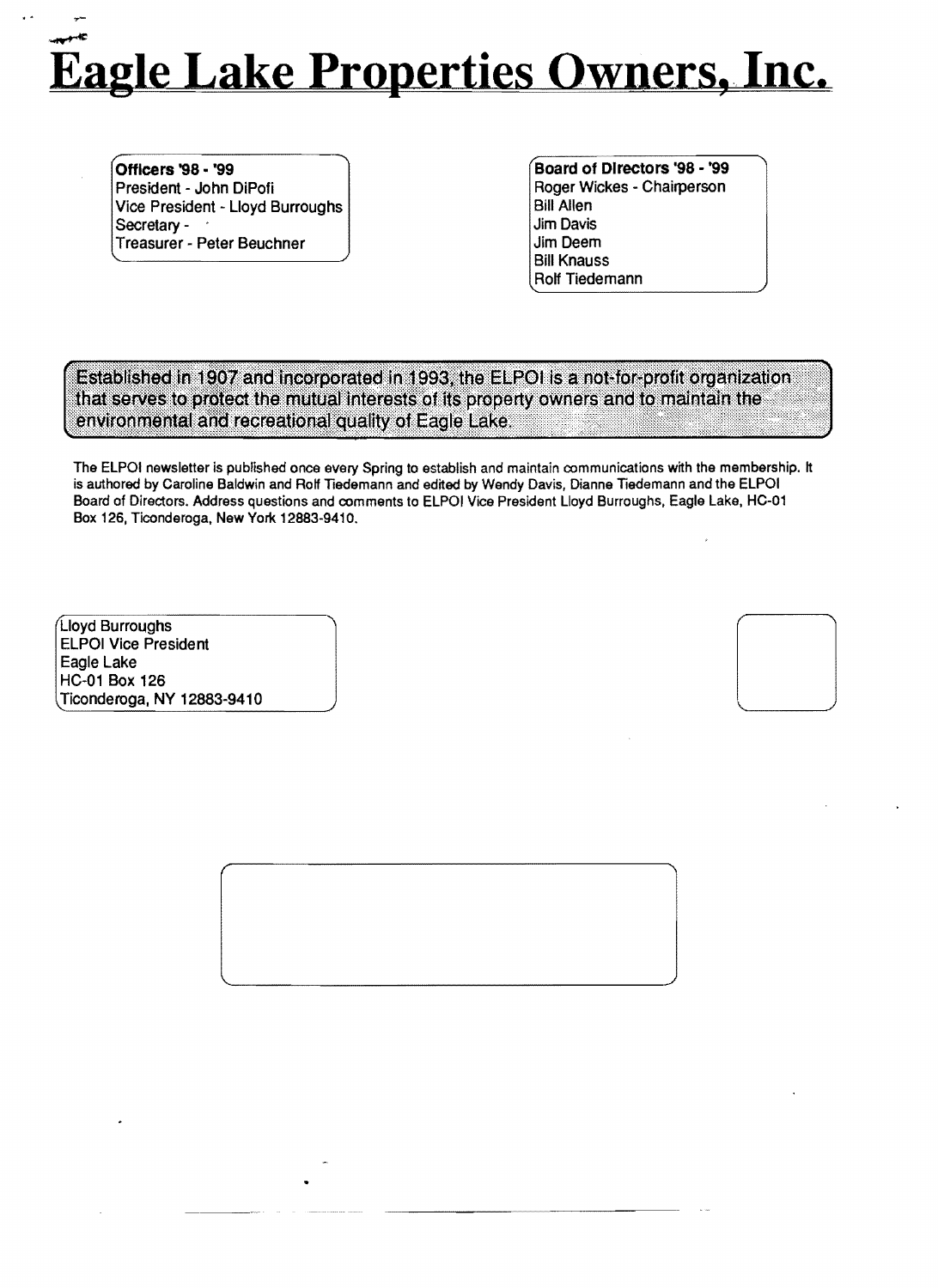# Eagle Lake Properties Owners, Inc.

**Officers '98 - '99**
President - John DiPofi
Vice President - Lloyd Burroughs
Secretary -
Treasurer - Peter Beuchner

**Board of Directors '98 - '99**
Roger Wickes - Chairperson
Bill Allen
Jim Davis
Jim Deem
Bill Knauss
Rolf Tiedemann

Established in 1907 and incorporated in 1993, the ELPOI is a not-for-profit organization that serves to protect the mutual interests of its property owners and to maintain the environmental and recreational quality of Eagle Lake.

The ELPOI newsletter is published once every Spring to establish and maintain communications with the membership. It is authored by Caroline Baldwin and Rolf Tiedemann and edited by Wendy Davis, Dianne Tiedemann and the ELPOI Board of Directors. Address questions and comments to ELPOI Vice President Lloyd Burroughs, Eagle Lake, HC-01 Box 126, Ticonderoga, New York 12883-9410.

Lloyd Burroughs
ELPOI Vice President
Eagle Lake
HC-01 Box 126
Ticonderoga, NY 12883-9410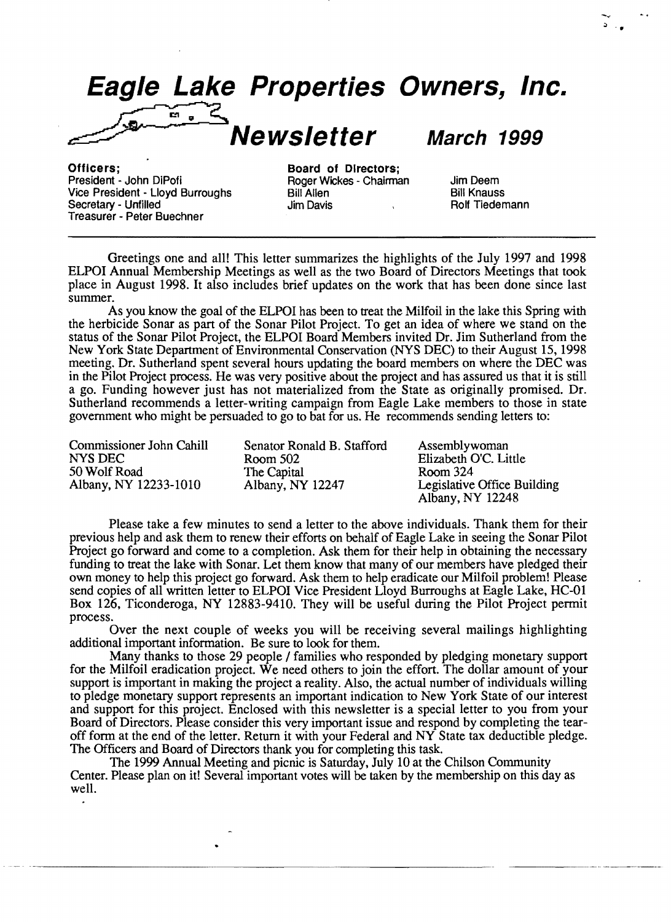# Eagle Lake Properties Owners, Inc.

## Newsletter — March 1999

**Officers;**
President - John DiPofi
Vice President - Lloyd Burroughs
Secretary - Unfilled
Treasurer - Peter Buechner

**Board of Directors;**
Roger Wickes - Chairman
Bill Allen
Jim Davis
Jim Deem
Bill Knauss
Rolf Tiedemann

---

Greetings one and all! This letter summarizes the highlights of the July 1997 and 1998 ELPOI Annual Membership Meetings as well as the two Board of Directors Meetings that took place in August 1998. It also includes brief updates on the work that has been done since last summer.

As you know the goal of the ELPOI has been to treat the Milfoil in the lake this Spring with the herbicide Sonar as part of the Sonar Pilot Project. To get an idea of where we stand on the status of the Sonar Pilot Project, the ELPOI Board Members invited Dr. Jim Sutherland from the New York State Department of Environmental Conservation (NYS DEC) to their August 15, 1998 meeting. Dr. Sutherland spent several hours updating the board members on where the DEC was in the Pilot Project process. He was very positive about the project and has assured us that it is still a go. Funding however just has not materialized from the State as originally promised. Dr. Sutherland recommends a letter-writing campaign from Eagle Lake members to those in state government who might be persuaded to go to bat for us. He recommends sending letters to:

Commissioner John Cahill
NYS DEC
50 Wolf Road
Albany, NY 12233-1010

Senator Ronald B. Stafford
Room 502
The Capital
Albany, NY 12247

Assemblywoman
Elizabeth O'C. Little
Room 324
Legislative Office Building
Albany, NY 12248

Please take a few minutes to send a letter to the above individuals. Thank them for their previous help and ask them to renew their efforts on behalf of Eagle Lake in seeing the Sonar Pilot Project go forward and come to a completion. Ask them for their help in obtaining the necessary funding to treat the lake with Sonar. Let them know that many of our members have pledged their own money to help this project go forward. Ask them to help eradicate our Milfoil problem! Please send copies of all written letter to ELPOI Vice President Lloyd Burroughs at Eagle Lake, HC-01 Box 126, Ticonderoga, NY 12883-9410. They will be useful during the Pilot Project permit process.

Over the next couple of weeks you will be receiving several mailings highlighting additional important information. Be sure to look for them.

Many thanks to those 29 people / families who responded by pledging monetary support for the Milfoil eradication project. We need others to join the effort. The dollar amount of your support is important in making the project a reality. Also, the actual number of individuals willing to pledge monetary support represents an important indication to New York State of our interest and support for this project. Enclosed with this newsletter is a special letter to you from your Board of Directors. Please consider this very important issue and respond by completing the tear-off form at the end of the letter. Return it with your Federal and NY State tax deductible pledge. The Officers and Board of Directors thank you for completing this task.

The 1999 Annual Meeting and picnic is Saturday, July 10 at the Chilson Community Center. Please plan on it! Several important votes will be taken by the membership on this day as well.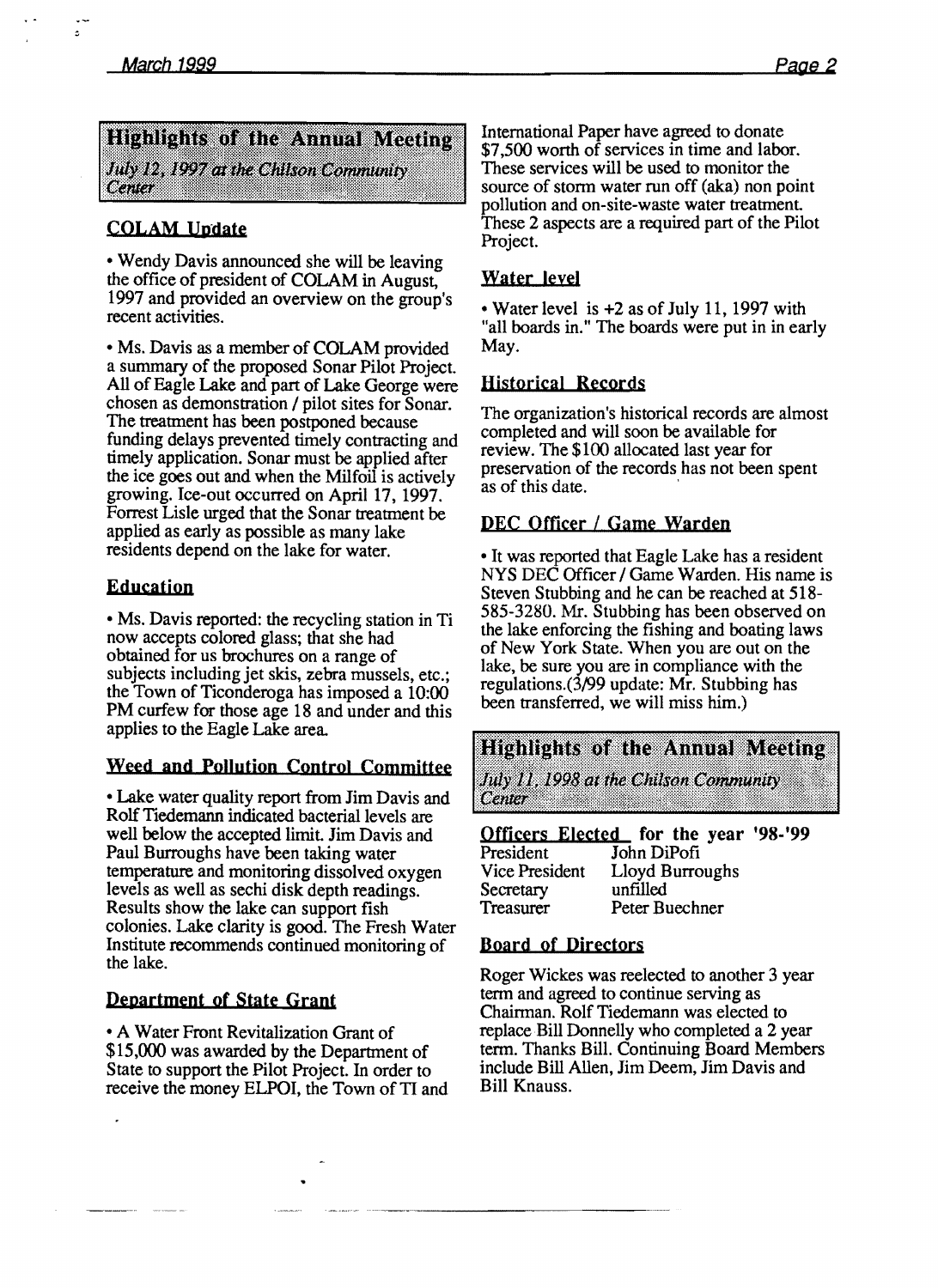## Highlights of the Annual Meeting

*July 12, 1997 at the Chilson Community Center*

### COLAM Update

• Wendy Davis announced she will be leaving the office of president of COLAM in August, 1997 and provided an overview on the group's recent activities.

• Ms. Davis as a member of COLAM provided a summary of the proposed Sonar Pilot Project. All of Eagle Lake and part of Lake George were chosen as demonstration / pilot sites for Sonar. The treatment has been postponed because funding delays prevented timely contracting and timely application. Sonar must be applied after the ice goes out and when the Milfoil is actively growing. Ice-out occurred on April 17, 1997. Forrest Lisle urged that the Sonar treatment be applied as early as possible as many lake residents depend on the lake for water.

### Education

• Ms. Davis reported: the recycling station in Ti now accepts colored glass; that she had obtained for us brochures on a range of subjects including jet skis, zebra mussels, etc.; the Town of Ticonderoga has imposed a 10:00 PM curfew for those age 18 and under and this applies to the Eagle Lake area.

### Weed and Pollution Control Committee

• Lake water quality report from Jim Davis and Rolf Tiedemann indicated bacterial levels are well below the accepted limit. Jim Davis and Paul Burroughs have been taking water temperature and monitoring dissolved oxygen levels as well as sechi disk depth readings. Results show the lake can support fish colonies. Lake clarity is good. The Fresh Water Institute recommends continued monitoring of the lake.

### Department of State Grant

• A Water Front Revitalization Grant of $15,000 was awarded by the Department of State to support the Pilot Project. In order to receive the money ELPOI, the Town of TI and International Paper have agreed to donate $7,500 worth of services in time and labor. These services will be used to monitor the source of storm water run off (aka) non point pollution and on-site-waste water treatment. These 2 aspects are a required part of the Pilot Project.

### Water level

• Water level is +2 as of July 11, 1997 with "all boards in." The boards were put in in early May.

### Historical Records

The organization's historical records are almost completed and will soon be available for review. The $100 allocated last year for preservation of the records has not been spent as of this date.

### DEC Officer / Game Warden

• It was reported that Eagle Lake has a resident NYS DEC Officer / Game Warden. His name is Steven Stubbing and he can be reached at 518-585-3280. Mr. Stubbing has been observed on the lake enforcing the fishing and boating laws of New York State. When you are out on the lake, be sure you are in compliance with the regulations.(3/99 update: Mr. Stubbing has been transferred, we will miss him.)

## Highlights of the Annual Meeting

*July 11, 1998 at the Chilson Community Center*

### Officers Elected for the year '98-'99

| | |
|---|---|
| President | John DiPofi |
| Vice President | Lloyd Burroughs |
| Secretary | unfilled |
| Treasurer | Peter Buechner |

### Board of Directors

Roger Wickes was reelected to another 3 year term and agreed to continue serving as Chairman. Rolf Tiedemann was elected to replace Bill Donnelly who completed a 2 year term. Thanks Bill. Continuing Board Members include Bill Allen, Jim Deem, Jim Davis and Bill Knauss.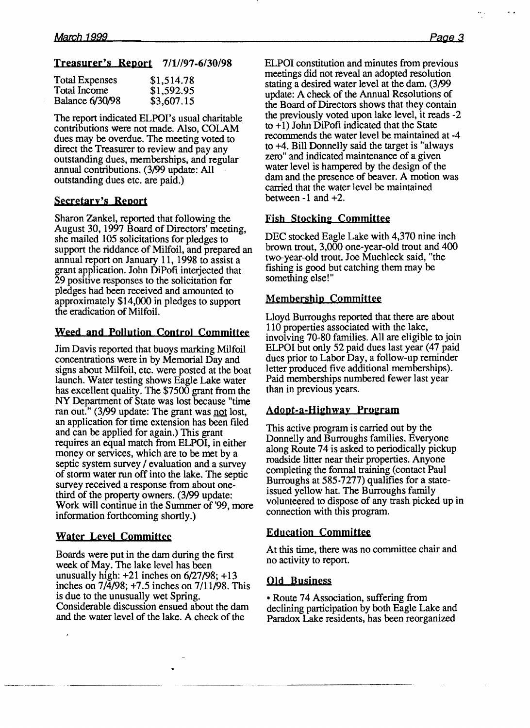## Treasurer's Report 7/1//97-6/30/98

| | |
|---|---|
| Total Expenses | $1,514.78 |
| Total Income | $1,592.95 |
| Balance 6/30/98 | $3,607.15 |

The report indicated ELPOI's usual charitable contributions were not made. Also, COLAM dues may be overdue. The meeting voted to direct the Treasurer to review and pay any outstanding dues, memberships, and regular annual contributions. (3/99 update: All outstanding dues etc. are paid.)

## Secretary's Report

Sharon Zankel, reported that following the August 30, 1997 Board of Directors' meeting, she mailed 105 solicitations for pledges to support the riddance of Milfoil, and prepared an annual report on January 11, 1998 to assist a grant application. John DiPofi interjected that 29 positive responses to the solicitation for pledges had been received and amounted to approximately $14,000 in pledges to support the eradication of Milfoil.

## Weed and Pollution Control Committee

Jim Davis reported that buoys marking Milfoil concentrations were in by Memorial Day and signs about Milfoil, etc. were posted at the boat launch. Water testing shows Eagle Lake water has excellent quality. The $7500 grant from the NY Department of State was lost because "time ran out." (3/99 update: The grant was not lost, an application for time extension has been filed and can be applied for again.) This grant requires an equal match from ELPOI, in either money or services, which are to be met by a septic system survey / evaluation and a survey of storm water run off into the lake. The septic survey received a response from about one-third of the property owners. (3/99 update: Work will continue in the Summer of '99, more information forthcoming shortly.)

## Water Level Committee

Boards were put in the dam during the first week of May. The lake level has been unusually high: +21 inches on 6/27/98; +13 inches on 7/4/98; +7.5 inches on 7/11/98. This is due to the unusually wet Spring. Considerable discussion ensued about the dam and the water level of the lake. A check of the ELPOI constitution and minutes from previous meetings did not reveal an adopted resolution stating a desired water level at the dam. (3/99 update: A check of the Annual Resolutions of the Board of Directors shows that they contain the previously voted upon lake level, it reads -2 to +1) John DiPofi indicated that the State recommends the water level be maintained at -4 to +4. Bill Donnelly said the target is "always zero" and indicated maintenance of a given water level is hampered by the design of the dam and the presence of beaver. A motion was carried that the water level be maintained between -1 and +2.

## Fish Stocking Committee

DEC stocked Eagle Lake with 4,370 nine inch brown trout, 3,000 one-year-old trout and 400 two-year-old trout. Joe Muehleck said, "the fishing is good but catching them may be something else!"

## Membership Committee

Lloyd Burroughs reported that there are about 110 properties associated with the lake, involving 70-80 families. All are eligible to join ELPOI but only 52 paid dues last year (47 paid dues prior to Labor Day, a follow-up reminder letter produced five additional memberships). Paid memberships numbered fewer last year than in previous years.

## Adopt-a-Highway Program

This active program is carried out by the Donnelly and Burroughs families. Everyone along Route 74 is asked to periodically pickup roadside litter near their properties. Anyone completing the formal training (contact Paul Burroughs at 585-7277) qualifies for a state-issued yellow hat. The Burroughs family volunteered to dispose of any trash picked up in connection with this program.

## Education Committee

At this time, there was no committee chair and no activity to report.

## Old Business

- Route 74 Association, suffering from declining participation by both Eagle Lake and Paradox Lake residents, has been reorganized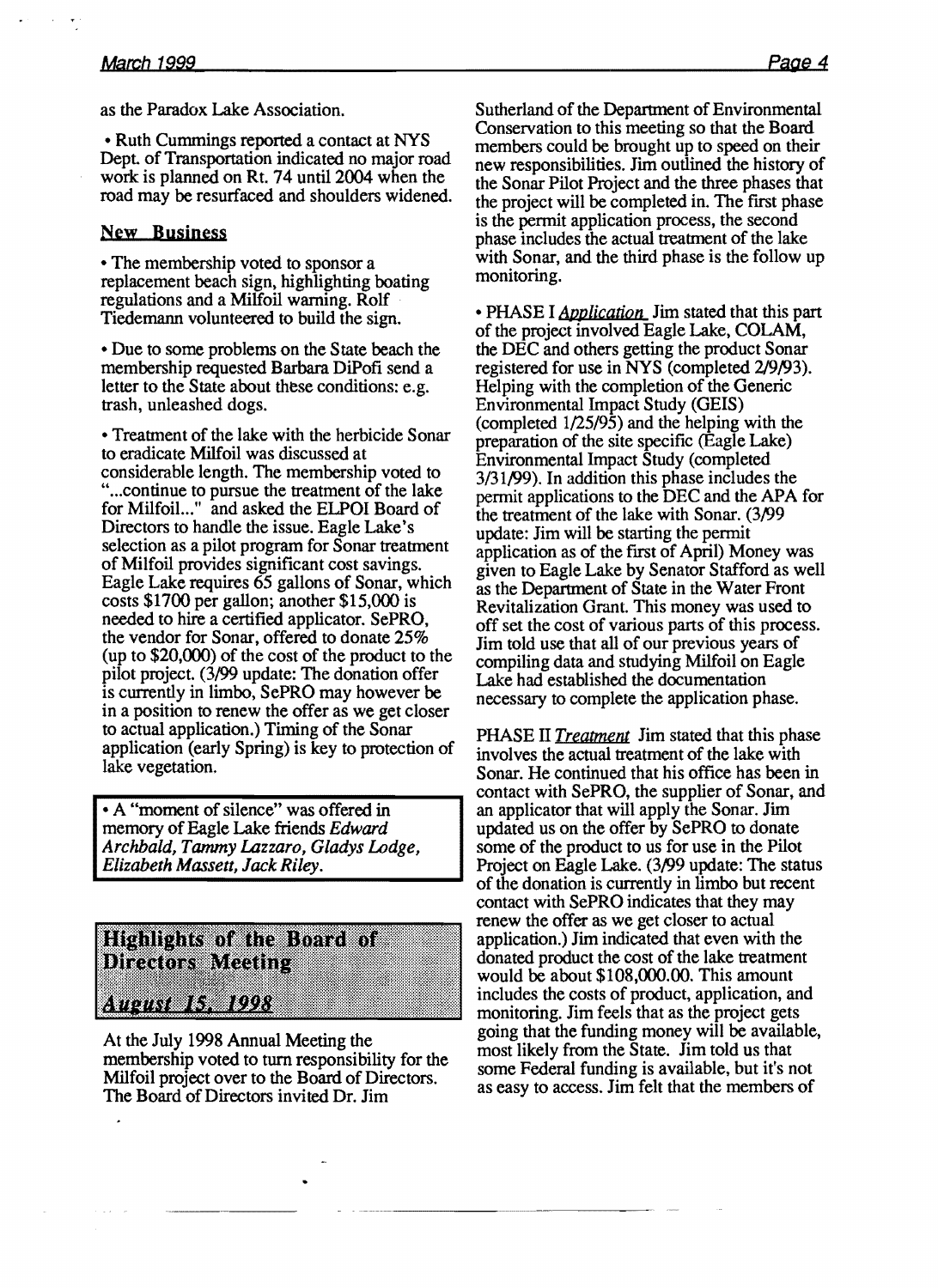as the Paradox Lake Association.

• Ruth Cummings reported a contact at NYS Dept. of Transportation indicated no major road work is planned on Rt. 74 until 2004 when the road may be resurfaced and shoulders widened.

## New Business

• The membership voted to sponsor a replacement beach sign, highlighting boating regulations and a Milfoil warning. Rolf Tiedemann volunteered to build the sign.

• Due to some problems on the State beach the membership requested Barbara DiPofi send a letter to the State about these conditions: e.g. trash, unleashed dogs.

• Treatment of the lake with the herbicide Sonar to eradicate Milfoil was discussed at considerable length. The membership voted to "...continue to pursue the treatment of the lake for Milfoil..." and asked the ELPOI Board of Directors to handle the issue. Eagle Lake's selection as a pilot program for Sonar treatment of Milfoil provides significant cost savings. Eagle Lake requires 65 gallons of Sonar, which costs $1700 per gallon; another $15,000 is needed to hire a certified applicator. SePRO, the vendor for Sonar, offered to donate 25% (up to $20,000) of the cost of the product to the pilot project. (3/99 update: The donation offer is currently in limbo, SePRO may however be in a position to renew the offer as we get closer to actual application.) Timing of the Sonar application (early Spring) is key to protection of lake vegetation.

• A "moment of silence" was offered in memory of Eagle Lake friends *Edward Archbald, Tammy Lazzaro, Gladys Lodge, Elizabeth Massett, Jack Riley.*

## Highlights of the Board of Directors Meeting

### *August 15, 1998*

At the July 1998 Annual Meeting the membership voted to turn responsibility for the Milfoil project over to the Board of Directors. The Board of Directors invited Dr. Jim Sutherland of the Department of Environmental Conservation to this meeting so that the Board members could be brought up to speed on their new responsibilities. Jim outlined the history of the Sonar Pilot Project and the three phases that the project will be completed in. The first phase is the permit application process, the second phase includes the actual treatment of the lake with Sonar, and the third phase is the follow up monitoring.

• PHASE I *Application* Jim stated that this part of the project involved Eagle Lake, COLAM, the DEC and others getting the product Sonar registered for use in NYS (completed 2/9/93). Helping with the completion of the Generic Environmental Impact Study (GEIS) (completed 1/25/95) and the helping with the preparation of the site specific (Eagle Lake) Environmental Impact Study (completed 3/31/99). In addition this phase includes the permit applications to the DEC and the APA for the treatment of the lake with Sonar. (3/99 update: Jim will be starting the permit application as of the first of April) Money was given to Eagle Lake by Senator Stafford as well as the Department of State in the Water Front Revitalization Grant. This money was used to off set the cost of various parts of this process. Jim told use that all of our previous years of compiling data and studying Milfoil on Eagle Lake had established the documentation necessary to complete the application phase.

PHASE II *Treatment* Jim stated that this phase involves the actual treatment of the lake with Sonar. He continued that his office has been in contact with SePRO, the supplier of Sonar, and an applicator that will apply the Sonar. Jim updated us on the offer by SePRO to donate some of the product to us for use in the Pilot Project on Eagle Lake. (3/99 update: The status of the donation is currently in limbo but recent contact with SePRO indicates that they may renew the offer as we get closer to actual application.) Jim indicated that even with the donated product the cost of the lake treatment would be about $108,000.00. This amount includes the costs of product, application, and monitoring. Jim feels that as the project gets going that the funding money will be available, most likely from the State. Jim told us that some Federal funding is available, but it's not as easy to access. Jim felt that the members of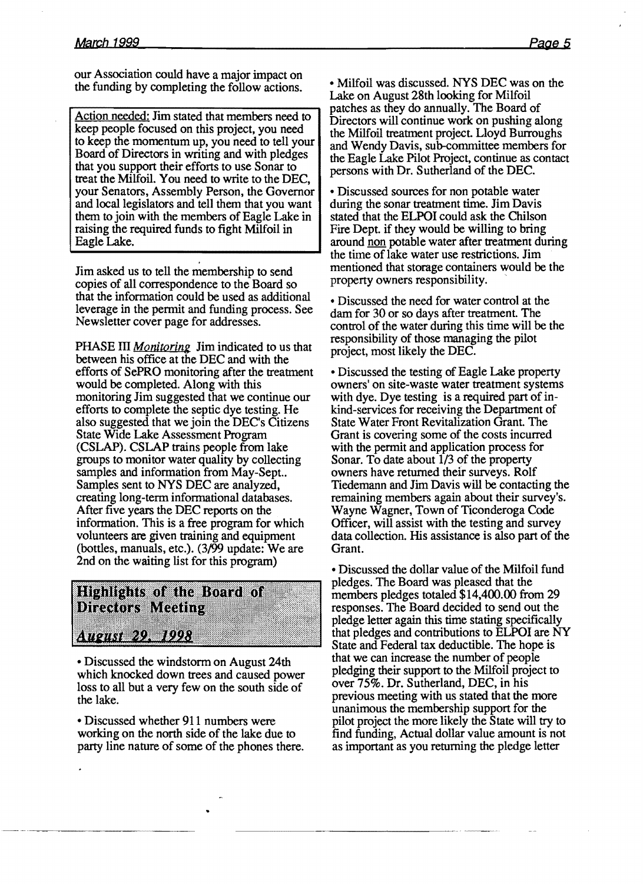our Association could have a major impact on the funding by completing the follow actions.

Action needed: Jim stated that members need to keep people focused on this project, you need to keep the momentum up, you need to tell your Board of Directors in writing and with pledges that you support their efforts to use Sonar to treat the Milfoil. You need to write to the DEC, your Senators, Assembly Person, the Governor and local legislators and tell them that you want them to join with the members of Eagle Lake in raising the required funds to fight Milfoil in Eagle Lake.

Jim asked us to tell the membership to send copies of all correspondence to the Board so that the information could be used as additional leverage in the permit and funding process. See Newsletter cover page for addresses.

PHASE III *Monitoring* Jim indicated to us that between his office at the DEC and with the efforts of SePRO monitoring after the treatment would be completed. Along with this monitoring Jim suggested that we continue our efforts to complete the septic dye testing. He also suggested that we join the DEC's Citizens State Wide Lake Assessment Program (CSLAP). CSLAP trains people from lake groups to monitor water quality by collecting samples and information from May-Sept.. Samples sent to NYS DEC are analyzed, creating long-term informational databases. After five years the DEC reports on the information. This is a free program for which volunteers are given training and equipment (bottles, manuals, etc.). (3/99 update: We are 2nd on the waiting list for this program)

## Highlights of the Board of Directors Meeting

### *August 29, 1998*

- Discussed the windstorm on August 24th which knocked down trees and caused power loss to all but a very few on the south side of the lake.

- Discussed whether 911 numbers were working on the north side of the lake due to party line nature of some of the phones there.

- Milfoil was discussed. NYS DEC was on the Lake on August 28th looking for Milfoil patches as they do annually. The Board of Directors will continue work on pushing along the Milfoil treatment project. Lloyd Burroughs and Wendy Davis, sub-committee members for the Eagle Lake Pilot Project, continue as contact persons with Dr. Sutherland of the DEC.

- Discussed sources for non potable water during the sonar treatment time. Jim Davis stated that the ELPOI could ask the Chilson Fire Dept. if they would be willing to bring around non potable water after treatment during the time of lake water use restrictions. Jim mentioned that storage containers would be the property owners responsibility.

- Discussed the need for water control at the dam for 30 or so days after treatment. The control of the water during this time will be the responsibility of those managing the pilot project, most likely the DEC.

- Discussed the testing of Eagle Lake property owners' on site-waste water treatment systems with dye. Dye testing is a required part of in-kind-services for receiving the Department of State Water Front Revitalization Grant. The Grant is covering some of the costs incurred with the permit and application process for Sonar. To date about 1/3 of the property owners have returned their surveys. Rolf Tiedemann and Jim Davis will be contacting the remaining members again about their survey's. Wayne Wagner, Town of Ticonderoga Code Officer, will assist with the testing and survey data collection. His assistance is also part of the Grant.

- Discussed the dollar value of the Milfoil fund pledges. The Board was pleased that the members pledges totaled $14,400.00 from 29 responses. The Board decided to send out the pledge letter again this time stating specifically that pledges and contributions to ELPOI are NY State and Federal tax deductible. The hope is that we can increase the number of people pledging their support to the Milfoil project to over 75%. Dr. Sutherland, DEC, in his previous meeting with us stated that the more unanimous the membership support for the pilot project the more likely the State will try to find funding, Actual dollar value amount is not as important as you returning the pledge letter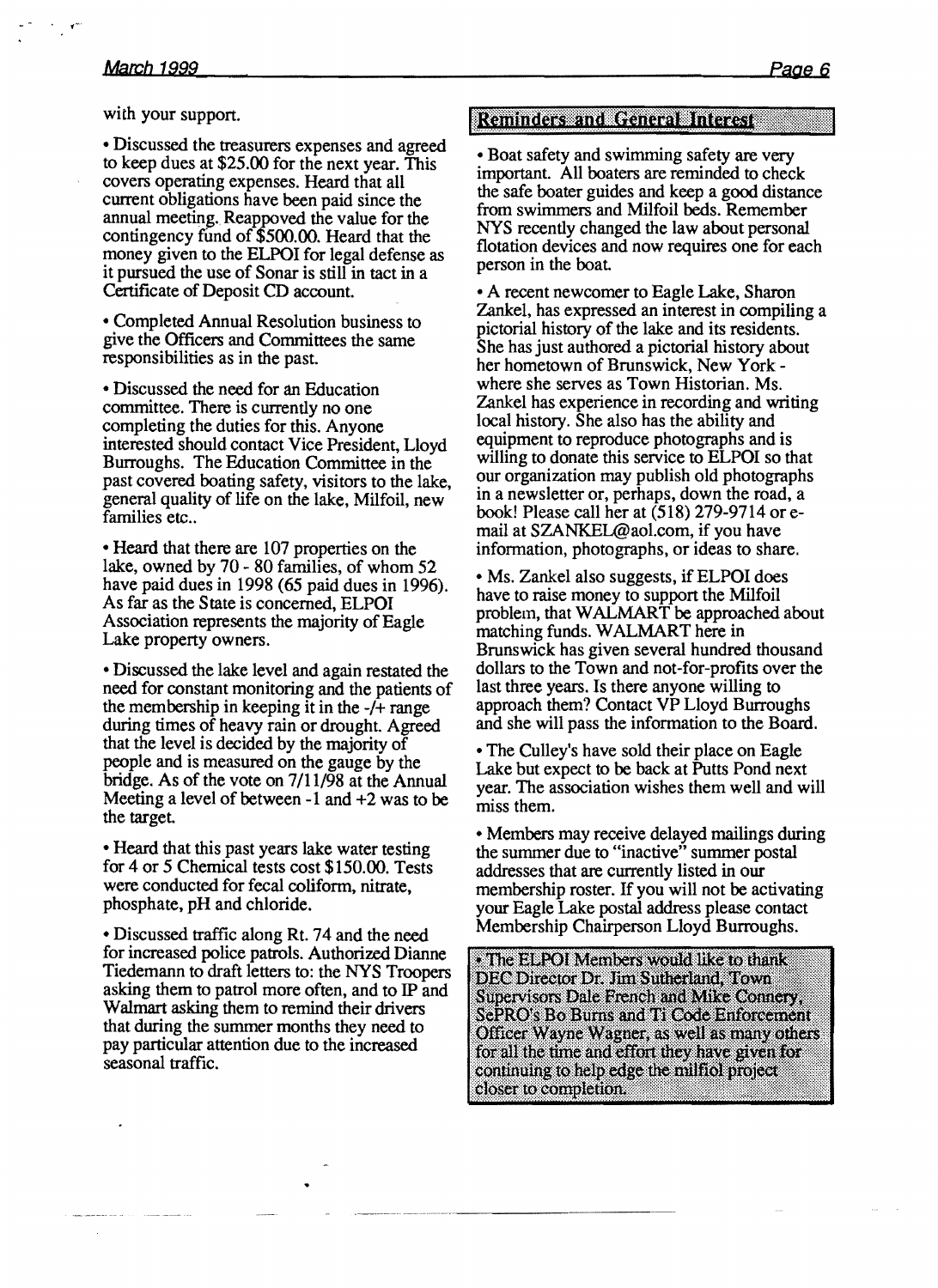with your support.

- Discussed the treasurers expenses and agreed to keep dues at $25.00 for the next year. This covers operating expenses. Heard that all current obligations have been paid since the annual meeting. Reappoved the value for the contingency fund of $500.00. Heard that the money given to the ELPOI for legal defense as it pursued the use of Sonar is still in tact in a Certificate of Deposit CD account.

- Completed Annual Resolution business to give the Officers and Committees the same responsibilities as in the past.

- Discussed the need for an Education committee. There is currently no one completing the duties for this. Anyone interested should contact Vice President, Lloyd Burroughs. The Education Committee in the past covered boating safety, visitors to the lake, general quality of life on the lake, Milfoil, new families etc..

- Heard that there are 107 properties on the lake, owned by 70 - 80 families, of whom 52 have paid dues in 1998 (65 paid dues in 1996). As far as the State is concerned, ELPOI Association represents the majority of Eagle Lake property owners.

- Discussed the lake level and again restated the need for constant monitoring and the patients of the membership in keeping it in the -/+ range during times of heavy rain or drought. Agreed that the level is decided by the majority of people and is measured on the gauge by the bridge. As of the vote on 7/11/98 at the Annual Meeting a level of between -1 and +2 was to be the target.

- Heard that this past years lake water testing for 4 or 5 Chemical tests cost $150.00. Tests were conducted for fecal coliform, nitrate, phosphate, pH and chloride.

- Discussed traffic along Rt. 74 and the need for increased police patrols. Authorized Dianne Tiedemann to draft letters to: the NYS Troopers asking them to patrol more often, and to IP and Walmart asking them to remind their drivers that during the summer months they need to pay particular attention due to the increased seasonal traffic.

## Reminders and General Interest

- Boat safety and swimming safety are very important. All boaters are reminded to check the safe boater guides and keep a good distance from swimmers and Milfoil beds. Remember NYS recently changed the law about personal flotation devices and now requires one for each person in the boat.

- A recent newcomer to Eagle Lake, Sharon Zankel, has expressed an interest in compiling a pictorial history of the lake and its residents. She has just authored a pictorial history about her hometown of Brunswick, New York - where she serves as Town Historian. Ms. Zankel has experience in recording and writing local history. She also has the ability and equipment to reproduce photographs and is willing to donate this service to ELPOI so that our organization may publish old photographs in a newsletter or, perhaps, down the road, a book! Please call her at (518) 279-9714 or e-mail at SZANKEL@aol.com, if you have information, photographs, or ideas to share.

- Ms. Zankel also suggests, if ELPOI does have to raise money to support the Milfoil problem, that WALMART be approached about matching funds. WALMART here in Brunswick has given several hundred thousand dollars to the Town and not-for-profits over the last three years. Is there anyone willing to approach them? Contact VP Lloyd Burroughs and she will pass the information to the Board.

- The Culley's have sold their place on Eagle Lake but expect to be back at Putts Pond next year. The association wishes them well and will miss them.

- Members may receive delayed mailings during the summer due to "inactive" summer postal addresses that are currently listed in our membership roster. If you will not be activating your Eagle Lake postal address please contact Membership Chairperson Lloyd Burroughs.

- The ELPOI Members would like to thank DEC Director Dr. Jim Sutherland, Town Supervisors Dale French and Mike Connery, SePRO's Bo Burns and Ti Code Enforcement Officer Wayne Wagner, as well as many others for all the time and effort they have given for continuing to help edge the milfiol project closer to completion.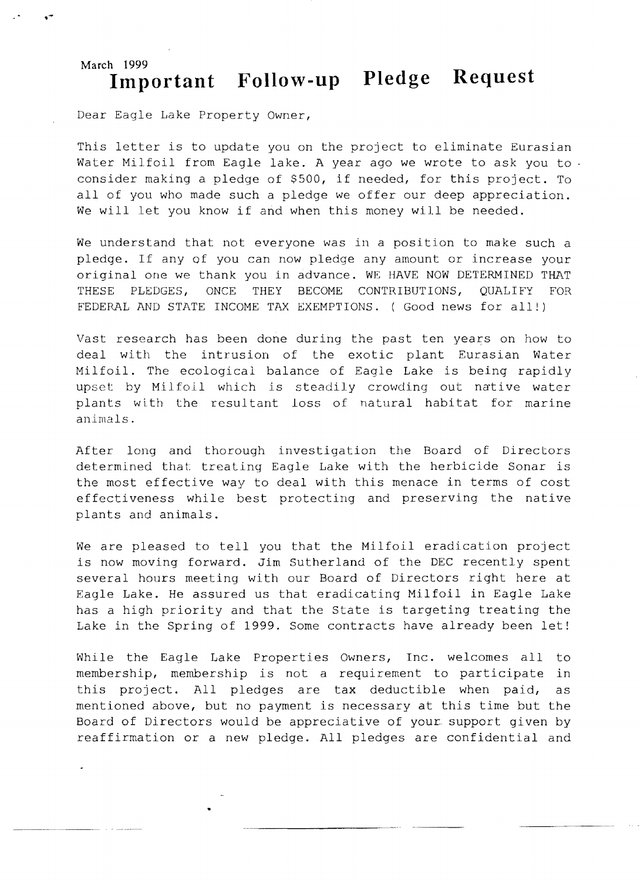March 1999

# Important Follow-up Pledge Request

Dear Eagle Lake Property Owner,

This letter is to update you on the project to eliminate Eurasian Water Milfoil from Eagle lake. A year ago we wrote to ask you to consider making a pledge of $500, if needed, for this project. To all of you who made such a pledge we offer our deep appreciation. We will let you know if and when this money will be needed.

We understand that not everyone was in a position to make such a pledge. If any of you can now pledge any amount or increase your original one we thank you in advance. WE HAVE NOW DETERMINED THAT THESE PLEDGES, ONCE THEY BECOME CONTRIBUTIONS, QUALIFY FOR FEDERAL AND STATE INCOME TAX EXEMPTIONS. ( Good news for all!)

Vast research has been done during the past ten years on how to deal with the intrusion of the exotic plant Eurasian Water Milfoil. The ecological balance of Eagle Lake is being rapidly upset by Milfoil which is steadily crowding out native water plants with the resultant loss of natural habitat for marine animals.

After long and thorough investigation the Board of Directors determined that treating Eagle Lake with the herbicide Sonar is the most effective way to deal with this menace in terms of cost effectiveness while best protecting and preserving the native plants and animals.

We are pleased to tell you that the Milfoil eradication project is now moving forward. Jim Sutherland of the DEC recently spent several hours meeting with our Board of Directors right here at Eagle Lake. He assured us that eradicating Milfoil in Eagle Lake has a high priority and that the State is targeting treating the Lake in the Spring of 1999. Some contracts have already been let!

While the Eagle Lake Properties Owners, Inc. welcomes all to membership, membership is not a requirement to participate in this project. All pledges are tax deductible when paid, as mentioned above, but no payment is necessary at this time but the Board of Directors would be appreciative of your support given by reaffirmation or a new pledge. All pledges are confidential and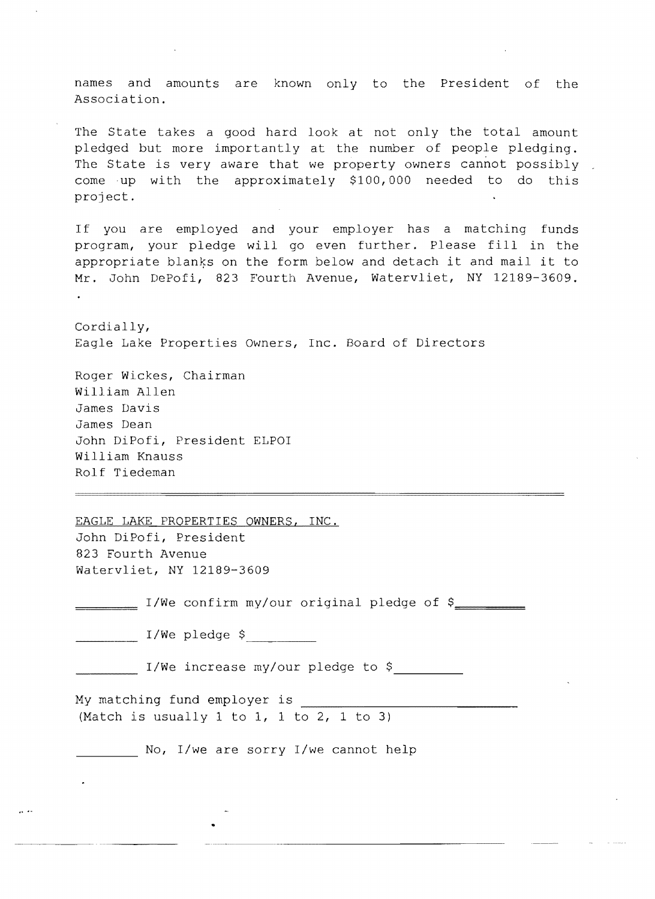names and amounts are known only to the President of the Association.

The State takes a good hard look at not only the total amount pledged but more importantly at the number of people pledging. The State is very aware that we property owners cannot possibly come up with the approximately $100,000 needed to do this project.

If you are employed and your employer has a matching funds program, your pledge will go even further. Please fill in the appropriate blanks on the form below and detach it and mail it to Mr. John DePofi, 823 Fourth Avenue, Watervliet, NY 12189-3609.

Cordially,
Eagle Lake Properties Owners, Inc. Board of Directors

Roger Wickes, Chairman
William Allen
James Davis
James Dean
John DiPofi, President ELPOI
William Knauss
Rolf Tiedeman

---

EAGLE LAKE PROPERTIES OWNERS, INC.
John DiPofi, President
823 Fourth Avenue
Watervliet, NY 12189-3609

________ I/We confirm my/our original pledge of $________

________ I/We pledge $________

________ I/We increase my/our pledge to $________

My matching fund employer is ____________________________
(Match is usually 1 to 1, 1 to 2, 1 to 3)

________ No, I/we are sorry I/we cannot help